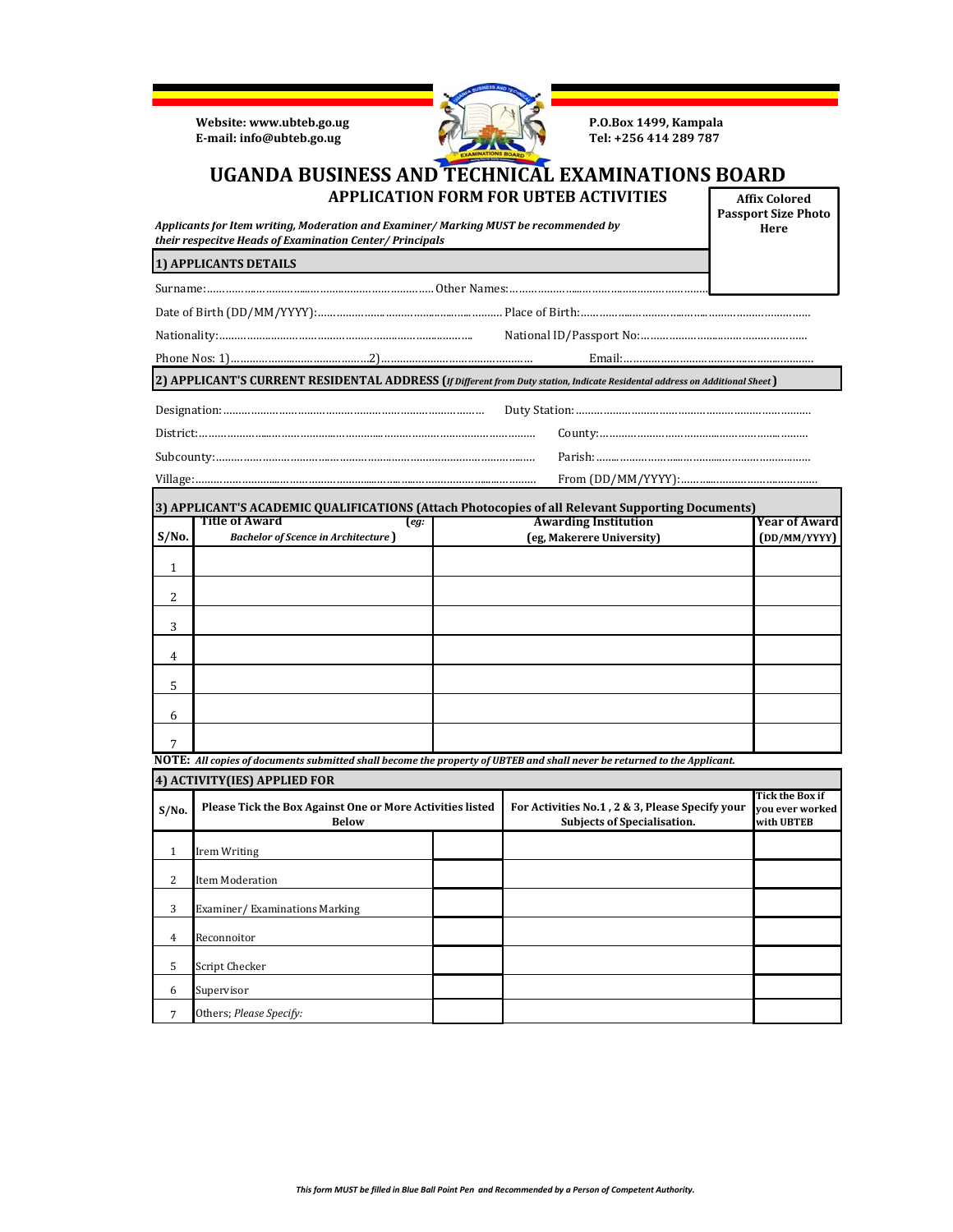Website: www.ubteb.go.ug
E-mail: info@ubteb.go.ug

P.O.Box 1499, Kampala
Tel: +256 414 289 787

# UGANDA BUSINESS AND TECHNICAL EXAMINATIONS BOARD

## APPLICATION FORM FOR UBTEB ACTIVITIES

**Affix Colored Passport Size Photo Here**

***Applicants for Item writing, Moderation and Examiner/ Marking MUST be recommended by their respecitve Heads of Examination Center/ Principals***

### 1) APPLICANTS DETAILS

Surname:…………………………………………………………… Other Names:……………………………………………………

Date of Birth (DD/MM/YYYY):……………………………………………… Place of Birth:…………………………………………………………

Nationality:……………………………………………………………………… National ID/Passport No:………………………………………………

Phone Nos: 1)……………………………………2)…………………………………………… Email:…………………………………………………

### 2) APPLICANT'S CURRENT RESIDENTAL ADDRESS (*If Different from Duty station, Indicate Residental address on Additional Sheet*)

Designation:…………………………………………………………………………… Duty Station:…………………………………………………………………

District:………………………………………………………………………………………… County:………………………………………………………………

Subcounty:……………………………………………………………………………………… Parish:………………………………………………………………

Village:…………………………………………………………………………………………… From (DD/MM/YYYY):………………………………………

### 3) APPLICANT'S ACADEMIC QUALIFICATIONS (Attach Photocopies of all Relevant Supporting Documents)

| S/No. | Title of Award (*eg: Bachelor of Scence in Architecture*) | Awarding Institution (eg, Makerere University) | Year of Award (DD/MM/YYYY) |
|---|---|---|---|
| 1 | | | |
| 2 | | | |
| 3 | | | |
| 4 | | | |
| 5 | | | |
| 6 | | | |
| 7 | | | |

**NOTE:** *All copies of documents submitted shall become the property of UBTEB and shall never be returned to the Applicant.*

### 4) ACTIVITY(IES) APPLIED FOR

| S/No. | Please Tick the Box Against One or More Activities listed Below | | For Activities No.1 , 2 & 3, Please Specify your Subjects of Specialisation. | Tick the Box if you ever worked with UBTEB |
|---|---|---|---|---|
| 1 | Irem Writing | | | |
| 2 | Item Moderation | | | |
| 3 | Examiner/ Examinations Marking | | | |
| 4 | Reconnoitor | | | |
| 5 | Script Checker | | | |
| 6 | Supervisor | | | |
| 7 | Others; *Please Specify:* | | | |

***This form MUST be filled in Blue Ball Point Pen and Recommended by a Person of Competent Authority.***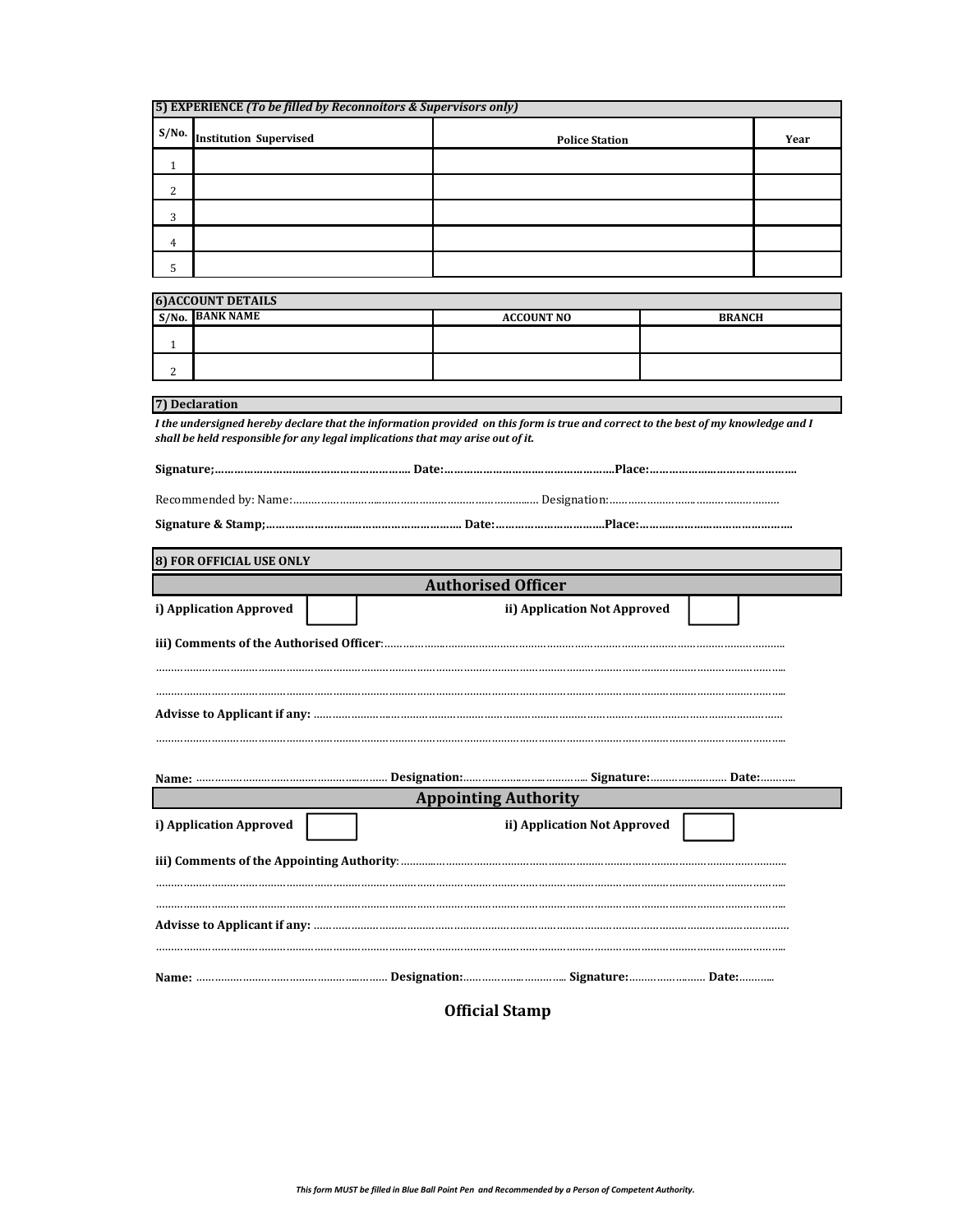| 5) EXPERIENCE *(To be filled by Reconnoitors & Supervisors only)* | | | |
|---|---|---|---|
| S/No. | Institution Supervised | Police Station | Year |
| 1 | | | |
| 2 | | | |
| 3 | | | |
| 4 | | | |
| 5 | | | |

| 6)ACCOUNT DETAILS | | | |
|---|---|---|---|
| S/No. | BANK NAME | ACCOUNT NO | BRANCH |
| 1 | | | |
| 2 | | | |

**7) Declaration**

***I the undersigned hereby declare that the information provided on this form is true and correct to the best of my knowledge and I shall be held responsible for any legal implications that may arise out of it.***

**Signature;……………………………………………………. Date:………………………………………………Place:………………………………………**

Recommended by: Name:……………………………………………………………………… Designation:……………………………………………

**Signature & Stamp;……………………………………………………. Date:……………………………Place:…………………………………………**

**8) FOR OFFICIAL USE ONLY**

## Authorised Officer

**i) Application Approved** ☐ **ii) Application Not Approved** ☐

**iii) Comments of the Authorised Officer**:………………………………………………………………………………………………………

…………………………………………………………………………………………………………………………………………………………

…………………………………………………………………………………………………………………………………………………………

**Advisse to Applicant if any:** ……………………………………………………………………………………………………………………

…………………………………………………………………………………………………………………………………………………………

**Name:** ……………………………………………… **Designation:**……………………………… **Signature:**…………………… **Date:**………..

## Appointing Authority

**i) Application Approved** ☐ **ii) Application Not Approved** ☐

**iii) Comments of the Appointing Authority**:……………………………………………………………………………………………………

…………………………………………………………………………………………………………………………………………………………

…………………………………………………………………………………………………………………………………………………………

**Advisse to Applicant if any:** ……………………………………………………………………………………………………………………

…………………………………………………………………………………………………………………………………………………………

**Name:** ……………………………………………… **Designation:**………………………… **Signature:**…………………… **Date:**………..

**Official Stamp**

***This form MUST be filled in Blue Ball Point Pen and Recommended by a Person of Competent Authority.***